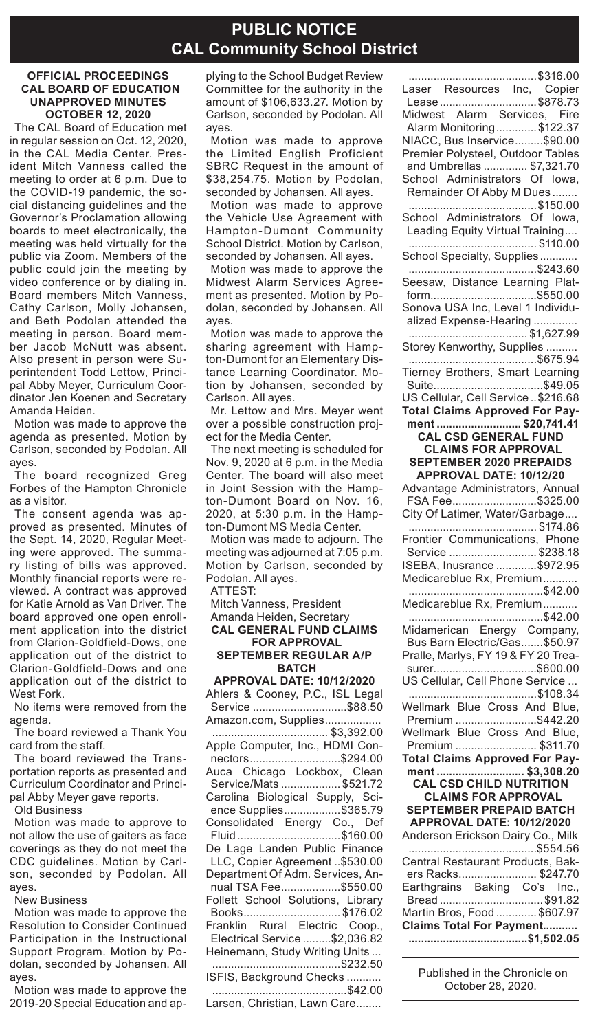# PUBLIC NOTICE
## CAL Community School District

### OFFICIAL PROCEEDINGS CAL BOARD OF EDUCATION UNAPPROVED MINUTES OCTOBER 12, 2020

The CAL Board of Education met in regular session on Oct. 12, 2020, in the CAL Media Center. President Mitch Vanness called the meeting to order at 6 p.m. Due to the COVID-19 pandemic, the social distancing guidelines and the Governor's Proclamation allowing boards to meet electronically, the meeting was held virtually for the public via Zoom. Members of the public could join the meeting by video conference or by dialing in. Board members Mitch Vanness, Cathy Carlson, Molly Johansen, and Beth Podolan attended the meeting in person. Board member Jacob McNutt was absent. Also present in person were Superintendent Todd Lettow, Principal Abby Meyer, Curriculum Coordinator Jen Koenen and Secretary Amanda Heiden.

Motion was made to approve the agenda as presented. Motion by Carlson, seconded by Podolan. All ayes.

The board recognized Greg Forbes of the Hampton Chronicle as a visitor.

The consent agenda was approved as presented. Minutes of the Sept. 14, 2020, Regular Meeting were approved. The summary listing of bills was approved. Monthly financial reports were reviewed. A contract was approved for Katie Arnold as Van Driver. The board approved one open enrollment application into the district from Clarion-Goldfield-Dows, one application out of the district to Clarion-Goldfield-Dows and one application out of the district to West Fork.

No items were removed from the agenda.

The board reviewed a Thank You card from the staff.

The board reviewed the Transportation reports as presented and Curriculum Coordinator and Principal Abby Meyer gave reports.

Old Business

Motion was made to approve to not allow the use of gaiters as face coverings as they do not meet the CDC guidelines. Motion by Carlson, seconded by Podolan. All ayes.

New Business

Motion was made to approve the Resolution to Consider Continued Participation in the Instructional Support Program. Motion by Podolan, seconded by Johansen. All ayes.

Motion was made to approve the 2019-20 Special Education and applying to the School Budget Review Committee for the authority in the amount of $106,633.27. Motion by Carlson, seconded by Podolan. All ayes.

Motion was made to approve the Limited English Proficient SBRC Request in the amount of $38,254.75. Motion by Podolan, seconded by Johansen. All ayes.

Motion was made to approve the Vehicle Use Agreement with Hampton-Dumont Community School District. Motion by Carlson, seconded by Johansen. All ayes.

Motion was made to approve the Midwest Alarm Services Agreement as presented. Motion by Podolan, seconded by Johansen. All ayes.

Motion was made to approve the sharing agreement with Hampton-Dumont for an Elementary Distance Learning Coordinator. Motion by Johansen, seconded by Carlson. All ayes.

Mr. Lettow and Mrs. Meyer went over a possible construction project for the Media Center.

The next meeting is scheduled for Nov. 9, 2020 at 6 p.m. in the Media Center. The board will also meet in Joint Session with the Hampton-Dumont Board on Nov. 16, 2020, at 5:30 p.m. in the Hampton-Dumont MS Media Center.

Motion was made to adjourn. The meeting was adjourned at 7:05 p.m. Motion by Carlson, seconded by Podolan. All ayes.

ATTEST:

Mitch Vanness, President

Amanda Heiden, Secretary

### CAL GENERAL FUND CLAIMS FOR APPROVAL SEPTEMBER REGULAR A/P BATCH APPROVAL DATE: 10/12/2020

Ahlers & Cooney, P.C., ISL Legal Service ....$88.50
Amazon.com, Supplies....$3,392.00
Apple Computer, Inc., HDMI Connectors....$294.00
Auca Chicago Lockbox, Clean Service/Mats....$521.72
Carolina Biological Supply, Science Supplies....$365.79
Consolidated Energy Co., Def Fluid....$160.00
De Lage Landen Public Finance LLC, Copier Agreement ..$530.00
Department Of Adm. Services, Annual TSA Fee....$550.00
Follett School Solutions, Library Books....$176.02
Franklin Rural Electric Coop., Electrical Service ....$2,036.82
Heinemann, Study Writing Units ....$232.50
ISFIS, Background Checks ....$42.00
Larsen, Christian, Lawn Care....$316.00
Laser Resources Inc, Copier Lease....$878.73
Midwest Alarm Services, Fire Alarm Monitoring....$122.37
NIACC, Bus Inservice....$90.00
Premier Polysteel, Outdoor Tables and Umbrellas....$7,321.70
School Administrators Of Iowa, Remainder Of Abby M Dues....$150.00
School Administrators Of Iowa, Leading Equity Virtual Training....$110.00
School Specialty, Supplies....$243.60
Seesaw, Distance Learning Platform....$550.00
Sonova USA Inc, Level 1 Individualized Expense-Hearing....$1,627.99
Storey Kenworthy, Supplies....$675.94
Tierney Brothers, Smart Learning Suite....$49.05
US Cellular, Cell Service ..$216.68
**Total Claims Approved For Payment.... $20,741.41**

### CAL CSD GENERAL FUND CLAIMS FOR APPROVAL SEPTEMBER 2020 PREPAIDS APPROVAL DATE: 10/12/20

Advantage Administrators, Annual FSA Fee....$325.00
City Of Latimer, Water/Garbage....$174.86
Frontier Communications, Phone Service....$238.18
ISEBA, Inusrance....$972.95
Medicareblue Rx, Premium....$42.00
Medicareblue Rx, Premium....$42.00
Midamerican Energy Company, Bus Barn Electric/Gas....$50.97
Pralle, Marlys, FY 19 & FY 20 Treasurer....$600.00
US Cellular, Cell Phone Service ....$108.34
Wellmark Blue Cross And Blue, Premium....$442.20
Wellmark Blue Cross And Blue, Premium....$311.70
**Total Claims Approved For Payment.... $3,308.20**

### CAL CSD CHILD NUTRITION CLAIMS FOR APPROVAL SEPTEMBER PREPAID BATCH APPROVAL DATE: 10/12/2020

Anderson Erickson Dairy Co., Milk....$554.56
Central Restaurant Products, Bakers Racks....$247.70
Earthgrains Baking Co's Inc., Bread....$91.82
Martin Bros, Food....$607.97
**Claims Total For Payment....$1,502.05**

Published in the Chronicle on October 28, 2020.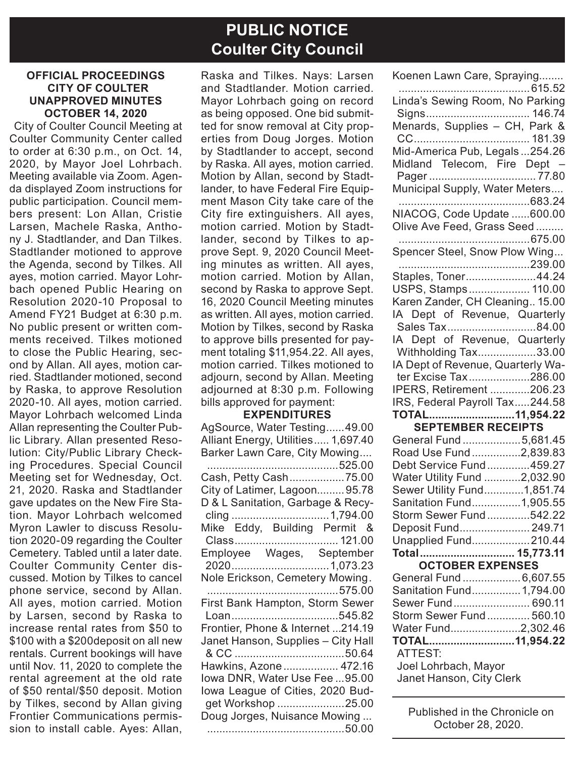# PUBLIC NOTICE
## Coulter City Council

**OFFICIAL PROCEEDINGS**
**CITY OF COULTER**
**UNAPPROVED MINUTES**
**OCTOBER 14, 2020**

City of Coulter Council Meeting at Coulter Community Center called to order at 6:30 p.m., on Oct. 14, 2020, by Mayor Joel Lohrbach. Meeting available via Zoom. Agenda displayed Zoom instructions for public participation. Council members present: Lon Allan, Cristie Larsen, Machele Raska, Anthony J. Stadtlander, and Dan Tilkes. Stadtlander motioned to approve the Agenda, second by Tilkes. All ayes, motion carried. Mayor Lohrbach opened Public Hearing on Resolution 2020-10 Proposal to Amend FY21 Budget at 6:30 p.m. No public present or written comments received. Tilkes motioned to close the Public Hearing, second by Allan. All ayes, motion carried. Stadtlander motioned, second by Raska, to approve Resolution 2020-10. All ayes, motion carried. Mayor Lohrbach welcomed Linda Allan representing the Coulter Public Library. Allan presented Resolution: City/Public Library Checking Procedures. Special Council Meeting set for Wednesday, Oct. 21, 2020. Raska and Stadtlander gave updates on the New Fire Station. Mayor Lohrbach welcomed Myron Lawler to discuss Resolution 2020-09 regarding the Coulter Cemetery. Tabled until a later date. Coulter Community Center discussed. Motion by Tilkes to cancel phone service, second by Allan. All ayes, motion carried. Motion by Larsen, second by Raska to increase rental rates from $50 to $100 with a $200deposit on all new rentals. Current bookings will have until Nov. 11, 2020 to complete the rental agreement at the old rate of $50 rental/$50 deposit. Motion by Tilkes, second by Allan giving Frontier Communications permission to install cable. Ayes: Allan, Raska and Tilkes. Nays: Larsen and Stadtlander. Motion carried. Mayor Lohrbach going on record as being opposed. One bid submitted for snow removal at City properties from Doug Jorges. Motion by Stadtlander to accept, second by Raska. All ayes, motion carried. Motion by Allan, second by Stadtlander, to have Federal Fire Equipment Mason City take care of the City fire extinguishers. All ayes, motion carried. Motion by Stadtlander, second by Tilkes to approve Sept. 9, 2020 Council Meeting minutes as written. All ayes, motion carried. Motion by Allan, second by Raska to approve Sept. 16, 2020 Council Meeting minutes as written. All ayes, motion carried. Motion by Tilkes, second by Raska to approve bills presented for payment totaling $11,954.22. All ayes, motion carried. Tilkes motioned to adjourn, second by Allan. Meeting adjourned at 8:30 p.m. Following bills approved for payment:

**EXPENDITURES**

| | |
|---|---|
| AgSource, Water Testing | 49.00 |
| Alliant Energy, Utilities | 1,697.40 |
| Barker Lawn Care, City Mowing | 525.00 |
| Cash, Petty Cash | 75.00 |
| City of Latimer, Lagoon | 95.78 |
| D & L Sanitation, Garbage & Recycling | 1,794.00 |
| Mike Eddy, Building Permit & Class | 121.00 |
| Employee Wages, September 2020 | 1,073.23 |
| Nole Erickson, Cemetery Mowing | 575.00 |
| First Bank Hampton, Storm Sewer Loan | 545.82 |
| Frontier, Phone & Internet | 214.19 |
| Janet Hanson, Supplies – City Hall & CC | 50.64 |
| Hawkins, Azone | 472.16 |
| Iowa DNR, Water Use Fee | 95.00 |
| Iowa League of Cities, 2020 Budget Workshop | 25.00 |
| Doug Jorges, Nuisance Mowing | 50.00 |
| Koenen Lawn Care, Spraying | 615.52 |
| Linda's Sewing Room, No Parking Signs | 146.74 |
| Menards, Supplies – CH, Park & CC | 181.39 |
| Mid-America Pub, Legals | 254.26 |
| Midland Telecom, Fire Dept – Pager | 77.80 |
| Municipal Supply, Water Meters | 683.24 |
| NIACOG, Code Update | 600.00 |
| Olive Ave Feed, Grass Seed | 675.00 |
| Spencer Steel, Snow Plow Wing | 239.00 |
| Staples, Toner | 44.24 |
| USPS, Stamps | 110.00 |
| Karen Zander, CH Cleaning | 15.00 |
| IA Dept of Revenue, Quarterly Sales Tax | 84.00 |
| IA Dept of Revenue, Quarterly Withholding Tax | 33.00 |
| IA Dept of Revenue, Quarterly Water Excise Tax | 286.00 |
| IPERS, Retirement | 206.23 |
| IRS, Federal Payroll Tax | 244.58 |
| **TOTAL** | **11,954.22** |

**SEPTEMBER RECEIPTS**

| | |
|---|---|
| General Fund | 5,681.45 |
| Road Use Fund | 2,839.83 |
| Debt Service Fund | 459.27 |
| Water Utility Fund | 2,032.90 |
| Sewer Utility Fund | 1,851.74 |
| Sanitation Fund | 1,905.55 |
| Storm Sewer Fund | 542.22 |
| Deposit Fund | 249.71 |
| Unapplied Fund | 210.44 |
| **Total** | **15,773.11** |

**OCTOBER EXPENSES**

| | |
|---|---|
| General Fund | 6,607.55 |
| Sanitation Fund | 1,794.00 |
| Sewer Fund | 690.11 |
| Storm Sewer Fund | 560.10 |
| Water Fund | 2,302.46 |
| **TOTAL** | **11,954.22** |

ATTEST:
Joel Lohrbach, Mayor
Janet Hanson, City Clerk

Published in the Chronicle on October 28, 2020.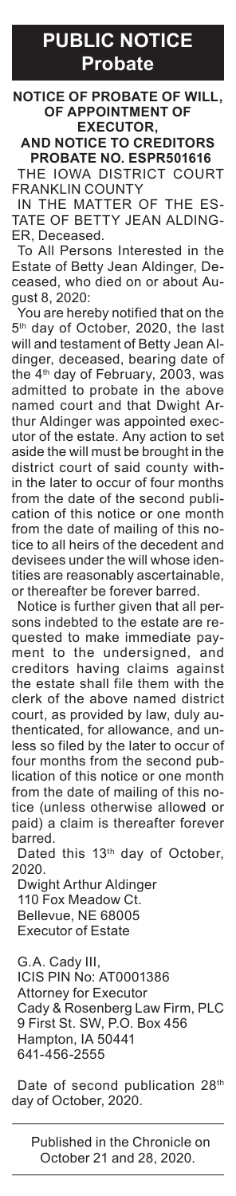# PUBLIC NOTICE
## Probate

**NOTICE OF PROBATE OF WILL, OF APPOINTMENT OF EXECUTOR, AND NOTICE TO CREDITORS**
**PROBATE NO. ESPR501616**

THE IOWA DISTRICT COURT FRANKLIN COUNTY

IN THE MATTER OF THE ESTATE OF BETTY JEAN ALDINGER, Deceased.

To All Persons Interested in the Estate of Betty Jean Aldinger, Deceased, who died on or about August 8, 2020:

You are hereby notified that on the 5th day of October, 2020, the last will and testament of Betty Jean Aldinger, deceased, bearing date of the 4th day of February, 2003, was admitted to probate in the above named court and that Dwight Arthur Aldinger was appointed executor of the estate. Any action to set aside the will must be brought in the district court of said county within the later to occur of four months from the date of the second publication of this notice or one month from the date of mailing of this notice to all heirs of the decedent and devisees under the will whose identities are reasonably ascertainable, or thereafter be forever barred.

Notice is further given that all persons indebted to the estate are requested to make immediate payment to the undersigned, and creditors having claims against the estate shall file them with the clerk of the above named district court, as provided by law, duly authenticated, for allowance, and unless so filed by the later to occur of four months from the second publication of this notice or one month from the date of mailing of this notice (unless otherwise allowed or paid) a claim is thereafter forever barred.

Dated this 13th day of October, 2020.

Dwight Arthur Aldinger
110 Fox Meadow Ct.
Bellevue, NE 68005
Executor of Estate

G.A. Cady III,
ICIS PIN No: AT0001386
Attorney for Executor
Cady & Rosenberg Law Firm, PLC
9 First St. SW, P.O. Box 456
Hampton, IA 50441
641-456-2555

Date of second publication 28th day of October, 2020.

---

Published in the Chronicle on October 21 and 28, 2020.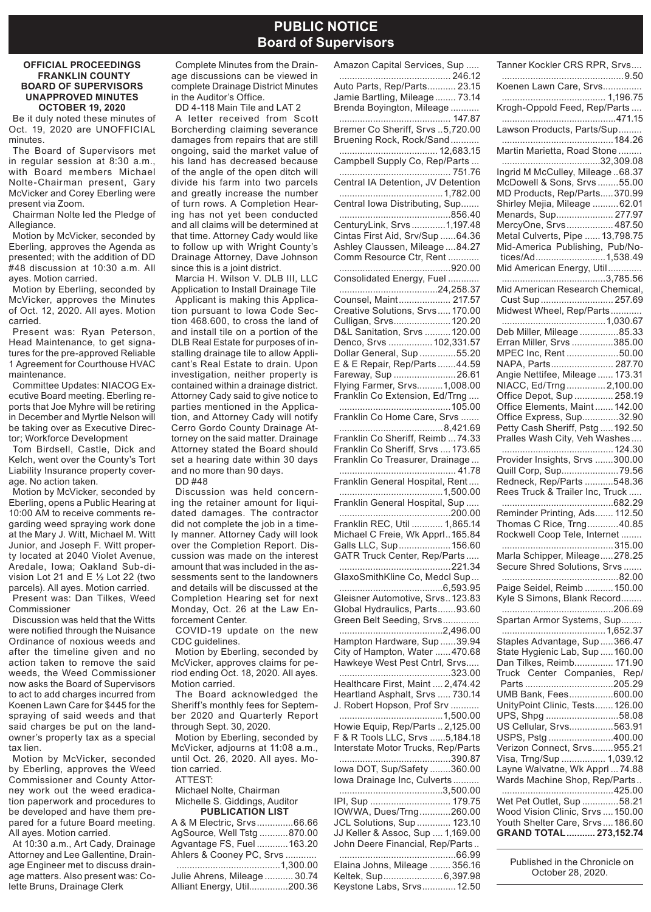# PUBLIC NOTICE
## Board of Supervisors

**OFFICIAL PROCEEDINGS FRANKLIN COUNTY BOARD OF SUPERVISORS UNAPPROVED MINUTES OCTOBER 19, 2020**

Be it duly noted these minutes of Oct. 19, 2020 are UNOFFICIAL minutes.

The Board of Supervisors met in regular session at 8:30 a.m., with Board members Michael Nolte-Chairman present, Gary McVicker and Corey Eberling were present via Zoom.

Chairman Nolte led the Pledge of Allegiance.

Motion by McVicker, seconded by Eberling, approves the Agenda as presented; with the addition of DD #48 discussion at 10:30 a.m. All ayes. Motion carried.

Motion by Eberling, seconded by McVicker, approves the Minutes of Oct. 12, 2020. All ayes. Motion carried.

Present was: Ryan Peterson, Head Maintenance, to get signatures for the pre-approved Reliable 1 Agreement for Courthouse HVAC maintenance.

Committee Updates: NIACOG Executive Board meeting. Eberling reports that Joe Myhre will be retiring in December and Myrtle Nelson will be taking over as Executive Director; Workforce Development

Tom Birdsell, Castle, Dick and Kelch, went over the County's Tort Liability Insurance property coverage. No action taken.

Motion by McVicker, seconded by Eberling, opens a Public Hearing at 10:00 AM to receive comments regarding weed spraying work done at the Mary J. Witt, Michael M. Witt Junior, and Joseph F. Witt property located at 2040 Violet Avenue, Aredale, Iowa; Oakland Subdivision Lot 21 and E ½ Lot 22 (two parcels). All ayes. Motion carried.

Present was: Dan Tilkes, Weed Commissioner

Discussion was held that the Witts were notified through the Nuisance Ordinance of noxious weeds and after the timeline given and no action taken to remove the said weeds, the Weed Commissioner now asks the Board of Supervisors to act to add charges incurred from Koenen Lawn Care for $445 for the spraying of said weeds and that said charges be put on the landowner's property tax as a special tax lien.

Motion by McVicker, seconded by Eberling, approves the Weed Commissioner and County Attorney work out the weed eradication paperwork and procedures to be developed and have them prepared for a future Board meeting. All ayes. Motion carried.

At 10:30 a.m., Art Cady, Drainage Attorney and Lee Gallentine, Drainage Engineer met to discuss drainage matters. Also present was: Colette Bruns, Drainage Clerk

Complete Minutes from the Drainage discussions can be viewed in complete Drainage District Minutes in the Auditor's Office.

DD 4-118 Main Tile and LAT 2

A letter received from Scott Borcherding claiming severance damages from repairs that are still ongoing, said the market value of his land has decreased because of the angle of the open ditch will divide his farm into two parcels and greatly increase the number of turn rows. A Completion Hearing has not yet been conducted and all claims will be determined at that time. Attorney Cady would like to follow up with Wright County's Drainage Attorney, Dave Johnson since this is a joint district.

Marcia H. Wilson V. DLB III, LLC Application to Install Drainage Tile

Applicant is making this Application pursuant to Iowa Code Section 468.600, to cross the land of and install tile on a portion of the DLB Real Estate for purposes of installing drainage tile to allow Applicant's Real Estate to drain. Upon investigation, neither property is contained within a drainage district. Attorney Cady said to give notice to parties mentioned in the Application, and Attorney Cady will notify Cerro Gordo County Drainage Attorney on the said matter. Drainage Attorney stated the Board should set a hearing date within 30 days and no more than 90 days.

DD #48

Discussion was held concerning the retainer amount for liquidated damages. The contractor did not complete the job in a timely manner. Attorney Cady will look over the Completion Report. Discussion was made on the interest amount that was included in the assessments sent to the landowners and details will be discussed at the Completion Hearing set for next Monday, Oct. 26 at the Law Enforcement Center.

COVID-19 update on the new CDC guidelines.

Motion by Eberling, seconded by McVicker, approves claims for period ending Oct. 18, 2020. All ayes. Motion carried.

The Board acknowledged the Sheriff's monthly fees for September 2020 and Quarterly Report through Sept. 30, 2020.

Motion by Eberling, seconded by McVicker, adjourns at 11:08 a.m., until Oct. 26, 2020. All ayes. Motion carried.

ATTEST:
Michael Nolte, Chairman
Michelle S. Giddings, Auditor

**PUBLICATION LIST**

A & M Electric, Srvs..............66.66
AgSource, Well Tstg...........870.00
Agvantage FS, Fuel............163.20
Ahlers & Cooney PC, Srvs............1,300.00
Julie Ahrens, Mileage...........30.74
Alliant Energy, Util...............200.36
Amazon Capital Services, Sup.............246.12
Auto Parts, Rep/Parts...........23.15
Jamie Bartling, Mileage........73.14
Brenda Boyington, Mileage...........147.87
Bremer Co Sheriff, Srvs..5,720.00
Bruening Rock, Rock/Sand............12,683.15
Campbell Supply Co, Rep/Parts...........751.76
Central IA Detention, JV Detention...........1,782.00
Central Iowa Distributing, Sup...........856.40
CenturyLink, Srvs.............1,197.48
Cintas First Aid, Srv/Sup......64.36
Ashley Claussen, Mileage....84.27
Comm Resource Ctr, Rent...........920.00
Consolidated Energy, Fuel...........24,258.37
Counsel, Maint....................217.57
Creative Solutions, Srvs.....170.00
Culligan, Srvs......................120.20
D&L Sanitation, Srvs..........120.00
Denco, Srvs.................102,331.57
Dollar General, Sup..............55.20
E & E Repair, Rep/Parts.......44.59
Fareway, Sup........................26.61
Flying Farmer, Srvs..........1,008.00
Franklin Co Extension, Ed/Trng...........105.00
Franklin Co Home Care, Srvs...........8,421.69
Franklin Co Sheriff, Reimb...74.33
Franklin Co Sheriff, Srvs....173.65
Franklin Co Treasurer, Drainage...........41.78
Franklin General Hospital, Rent...........1,500.00
Franklin General Hospital, Sup...........200.00
Franklin REC, Util............1,865.14
Michael C Freie, Wk Apprl..165.84
Galls LLC, Sup....................156.60
GATR Truck Center, Rep/Parts...........221.34
GlaxoSmithKline Co, Medcl Sup...........6,593.95
Gleisner Automotive, Srvs..123.83
Global Hydraulics, Parts.......93.60
Green Belt Seeding, Srvs...........2,496.00
Hampton Hardware, Sup......39.94
City of Hampton, Water......470.68
Hawkeye West Pest Cntrl, Srvs...........323.00
Healthcare First, Maint....2,474.42
Heartland Asphalt, Srvs.....730.14
J. Robert Hopson, Prof Srv...........1,500.00
Howie Equip, Rep/Parts..2,125.00
F & R Tools LLC, Srvs......5,184.18
Interstate Motor Trucks, Rep/Parts...........390.87
Iowa DOT, Sup/Safety........360.00
Iowa Drainage Inc, Culverts...........3,500.00
IPI, Sup...............................179.75
IOWWA, Dues/Trng............260.00
JCL Solutions, Sup.............123.10
JJ Keller & Assoc, Sup....1,169.00
John Deere Financial, Rep/Parts...........66.99
Elaina Johns, Mileage........356.16
Keltek, Sup.......................6,397.98
Keystone Labs, Srvs.............12.50
Tanner Kockler CRS RPR, Srvs...........9.50
Koenen Lawn Care, Srvs...........1,196.75
Krogh-Oppold Feed, Rep/Parts...........471.15
Lawson Products, Parts/Sup...........184.26
Martin Marietta, Road Stone...........32,309.08
Ingrid M McCulley, Mileage..68.37
McDowell & Sons, Srvs........55.00
MD Products, Rep/Parts.....370.99
Shirley Mejia, Mileage..........62.01
Menards, Sup......................277.97
MercyOne, Srvs..................487.50
Metal Culverts, Pipe......13,798.75
Mid-America Publishing, Pub/Notices/Ad...........1,538.49
Mid American Energy, Util...........3,785.56
Mid American Research Chemical, Cust Sup...........257.69
Midwest Wheel, Rep/Parts...........1,030.67
Deb Miller, Mileage...............85.33
Erran Miller, Srvs................385.00
MPEC Inc, Rent....................50.00
NAPA, Parts........................287.70
Angie Nettifee, Mileage......173.31
NIACC, Ed/Trng...............2,100.00
Office Depot, Sup...............258.19
Office Elements, Maint.......142.00
Office Express, Sup.............32.90
Petty Cash Sheriff, Pstg.....192.50
Pralles Wash City, Veh Washes...........124.30
Provider Insights, Srvs.......300.00
Quill Corp, Sup......................79.56
Redneck, Rep/Parts...........548.36
Rees Truck & Trailer Inc, Truck...........682.29
Reminder Printing, Ads.......112.50
Thomas C Rice, Trng............40.85
Rockwell Coop Tele, Internet...........315.00
Marla Schipper, Mileage.....278.25
Secure Shred Solutions, Srvs...........82.00
Paige Seidel, Reimb...........150.00
Kyle S Simons, Blank Record...........206.69
Spartan Armor Systems, Sup...........1,652.37
Staples Advantage, Sup.....366.47
State Hygienic Lab, Sup.....160.00
Dan Tilkes, Reimb...............171.90
Truck Center Companies, Rep/Parts...........205.29
UMB Bank, Fees.................600.00
UnityPoint Clinic, Tests.......126.00
UPS, Shpg............................58.08
US Cellular, Srvs.................563.91
USPS, Pstg.........................400.00
Verizon Connect, Srvs........955.21
Visa, Trng/Sup.................1,039.12
Layne Walvatne, Wk Apprl...74.88
Wards Machine Shop, Rep/Parts...........425.00
Wet Pet Outlet, Sup.............58.21
Wood Vision Clinic, Srvs....150.00
Youth Shelter Care, Srvs....186.60
**GRAND TOTAL...........273,152.74**

Published in the Chronicle on October 28, 2020.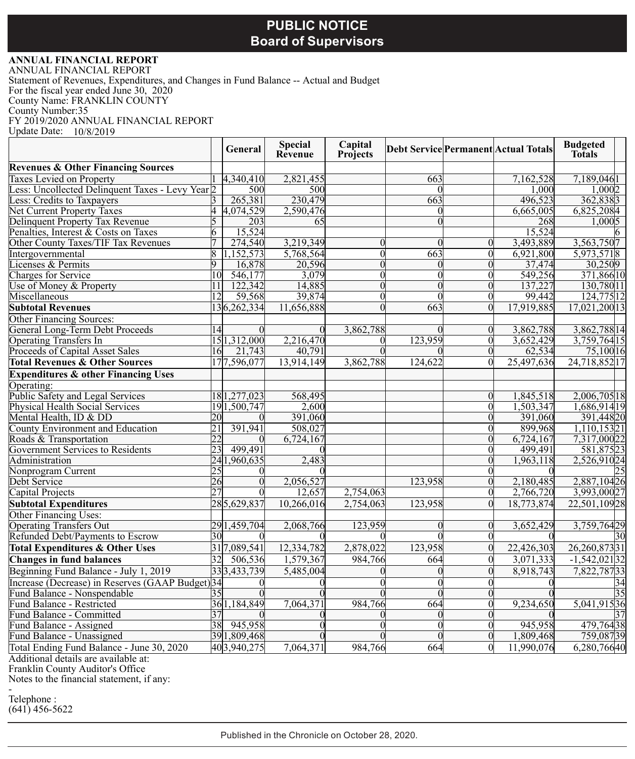# PUBLIC NOTICE
## Board of Supervisors

**ANNUAL FINANCIAL REPORT**
ANNUAL FINANCIAL REPORT
Statement of Revenues, Expenditures, and Changes in Fund Balance -- Actual and Budget
For the fiscal year ended June 30, 2020
County Name: FRANKLIN COUNTY
County Number:35
FY 2019/2020 ANNUAL FINANCIAL REPORT
Update Date: 10/8/2019

| | | General | Special Revenue | Capital Projects | Debt Service | Permanent | Actual Totals | Budgeted Totals | |
|---|---|---|---|---|---|---|---|---|---|
| **Revenues & Other Financing Sources** | | | | | | | | | |
| Taxes Levied on Property | 1 | 4,340,410 | 2,821,455 | | 663 | | 7,162,528 | 7,189,046 | 1 |
| Less: Uncollected Delinquent Taxes - Levy Year | 2 | 500 | 500 | | 0 | | 1,000 | 1,000 | 2 |
| Less: Credits to Taxpayers | 3 | 265,381 | 230,479 | | 663 | | 496,523 | 362,838 | 3 |
| Net Current Property Taxes | 4 | 4,074,529 | 2,590,476 | | 0 | | 6,665,005 | 6,825,208 | 4 |
| Delinquent Property Tax Revenue | 5 | 203 | 65 | | 0 | | 268 | 1,000 | 5 |
| Penalties, Interest & Costs on Taxes | 6 | 15,524 | | | | | 15,524 | | 6 |
| Other County Taxes/TIF Tax Revenues | 7 | 274,540 | 3,219,349 | 0 | 0 | 0 | 3,493,889 | 3,563,750 | 7 |
| Intergovernmental | 8 | 1,152,573 | 5,768,564 | 0 | 663 | 0 | 6,921,800 | 5,973,571 | 8 |
| Licenses & Permits | 9 | 16,878 | 20,596 | 0 | 0 | 0 | 37,474 | 30,250 | 9 |
| Charges for Service | 10 | 546,177 | 3,079 | 0 | 0 | 0 | 549,256 | 371,866 | 10 |
| Use of Money & Property | 11 | 122,342 | 14,885 | 0 | 0 | 0 | 137,227 | 130,780 | 11 |
| Miscellaneous | 12 | 59,568 | 39,874 | 0 | 0 | 0 | 99,442 | 124,775 | 12 |
| **Subtotal Revenues** | 13 | 6,262,334 | 11,656,888 | 0 | 663 | 0 | 17,919,885 | 17,021,200 | 13 |
| Other Financing Sources: | | | | | | | | | |
| General Long-Term Debt Proceeds | 14 | 0 | 0 | 3,862,788 | 0 | 0 | 3,862,788 | 3,862,788 | 14 |
| Operating Transfers In | 15 | 1,312,000 | 2,216,470 | 0 | 123,959 | 0 | 3,652,429 | 3,759,764 | 15 |
| Proceeds of Capital Asset Sales | 16 | 21,743 | 40,791 | 0 | 0 | 0 | 62,534 | 75,100 | 16 |
| **Total Revenues & Other Sources** | 17 | 7,596,077 | 13,914,149 | 3,862,788 | 124,622 | 0 | 25,497,636 | 24,718,852 | 17 |
| **Expenditures & other Financing Uses** | | | | | | | | | |
| Operating: | | | | | | | | | |
| Public Safety and Legal Services | 18 | 1,277,023 | 568,495 | | | 0 | 1,845,518 | 2,006,705 | 18 |
| Physical Health Social Services | 19 | 1,500,747 | 2,600 | | | 0 | 1,503,347 | 1,686,914 | 19 |
| Mental Health, ID & DD | 20 | 0 | 391,060 | | | 0 | 391,060 | 391,448 | 20 |
| County Environment and Education | 21 | 391,941 | 508,027 | | | 0 | 899,968 | 1,110,153 | 21 |
| Roads & Transportation | 22 | 0 | 6,724,167 | | | 0 | 6,724,167 | 7,317,000 | 22 |
| Government Services to Residents | 23 | 499,491 | 0 | | | 0 | 499,491 | 581,875 | 23 |
| Administration | 24 | 1,960,635 | 2,483 | | | 0 | 1,963,118 | 2,526,910 | 24 |
| Nonprogram Current | 25 | 0 | 0 | | | 0 | 0 | | 25 |
| Debt Service | 26 | 0 | 2,056,527 | | 123,958 | 0 | 2,180,485 | 2,887,104 | 26 |
| Capital Projects | 27 | 0 | 12,657 | 2,754,063 | | 0 | 2,766,720 | 3,993,000 | 27 |
| **Subtotal Expenditures** | 28 | 5,629,837 | 10,266,016 | 2,754,063 | 123,958 | 0 | 18,773,874 | 22,501,109 | 28 |
| Other Financing Uses: | | | | | | | | | |
| Operating Transfers Out | 29 | 1,459,704 | 2,068,766 | 123,959 | 0 | 0 | 3,652,429 | 3,759,764 | 29 |
| Refunded Debt/Payments to Escrow | 30 | 0 | 0 | 0 | 0 | 0 | 0 | | 30 |
| **Total Expenditures & Other Uses** | 31 | 7,089,541 | 12,334,782 | 2,878,022 | 123,958 | 0 | 22,426,303 | 26,260,873 | 31 |
| **Changes in fund balances** | 32 | 506,536 | 1,579,367 | 984,766 | 664 | 0 | 3,071,333 | -1,542,021 | 32 |
| Beginning Fund Balance - July 1, 2019 | 33 | 3,433,739 | 5,485,004 | 0 | 0 | 0 | 8,918,743 | 7,822,787 | 33 |
| Increase (Decrease) in Reserves (GAAP Budget) | 34 | 0 | 0 | 0 | 0 | 0 | 0 | | 34 |
| Fund Balance - Nonspendable | 35 | 0 | 0 | 0 | 0 | 0 | 0 | | 35 |
| Fund Balance - Restricted | 36 | 1,184,849 | 7,064,371 | 984,766 | 664 | 0 | 9,234,650 | 5,041,915 | 36 |
| Fund Balance - Committed | 37 | 0 | 0 | 0 | 0 | 0 | 0 | | 37 |
| Fund Balance - Assigned | 38 | 945,958 | 0 | 0 | 0 | 0 | 945,958 | 479,764 | 38 |
| Fund Balance - Unassigned | 39 | 1,809,468 | 0 | 0 | 0 | 0 | 1,809,468 | 759,087 | 39 |
| Total Ending Fund Balance - June 30, 2020 | 40 | 3,940,275 | 7,064,371 | 984,766 | 664 | 0 | 11,990,076 | 6,280,766 | 40 |

Additional details are available at:
Franklin County Auditor's Office
Notes to the financial statement, if any:

-
Telephone :
(641) 456-5622

Published in the Chronicle on October 28, 2020.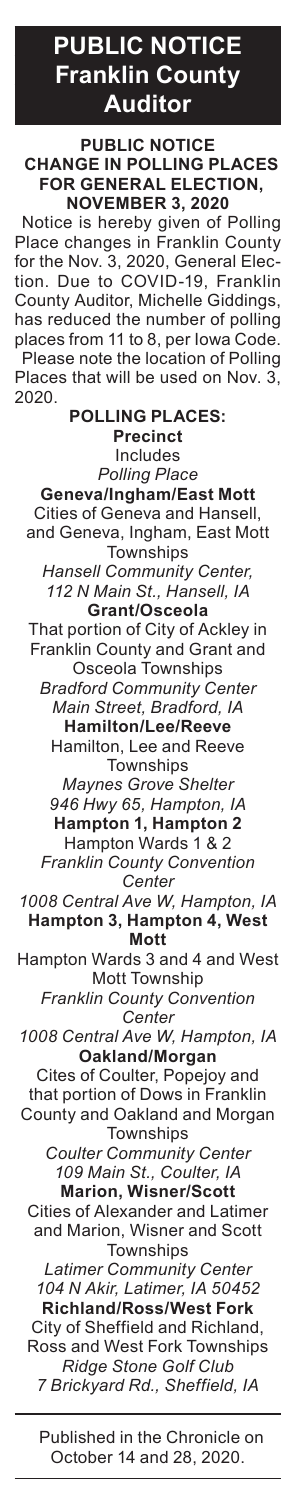# PUBLIC NOTICE Franklin County Auditor

**PUBLIC NOTICE**
**CHANGE IN POLLING PLACES FOR GENERAL ELECTION, NOVEMBER 3, 2020**

Notice is hereby given of Polling Place changes in Franklin County for the Nov. 3, 2020, General Election. Due to COVID-19, Franklin County Auditor, Michelle Giddings, has reduced the number of polling places from 11 to 8, per Iowa Code.

Please note the location of Polling Places that will be used on Nov. 3, 2020.

**POLLING PLACES:**

**Precinct**
Includes
*Polling Place*

**Geneva/Ingham/East Mott**
Cities of Geneva and Hansell, and Geneva, Ingham, East Mott Townships
*Hansell Community Center, 112 N Main St., Hansell, IA*

**Grant/Osceola**
That portion of City of Ackley in Franklin County and Grant and Osceola Townships
*Bradford Community Center Main Street, Bradford, IA*

**Hamilton/Lee/Reeve**
Hamilton, Lee and Reeve Townships
*Maynes Grove Shelter 946 Hwy 65, Hampton, IA*

**Hampton 1, Hampton 2**
Hampton Wards 1 & 2
*Franklin County Convention Center*
*1008 Central Ave W, Hampton, IA*

**Hampton 3, Hampton 4, West Mott**
Hampton Wards 3 and 4 and West Mott Township
*Franklin County Convention Center*
*1008 Central Ave W, Hampton, IA*

**Oakland/Morgan**
Cites of Coulter, Popejoy and that portion of Dows in Franklin County and Oakland and Morgan Townships
*Coulter Community Center 109 Main St., Coulter, IA*

**Marion, Wisner/Scott**
Cities of Alexander and Latimer and Marion, Wisner and Scott Townships
*Latimer Community Center 104 N Akir, Latimer, IA 50452*

**Richland/Ross/West Fork**
City of Sheffield and Richland, Ross and West Fork Townships
*Ridge Stone Golf Club 7 Brickyard Rd., Sheffield, IA*

Published in the Chronicle on October 14 and 28, 2020.